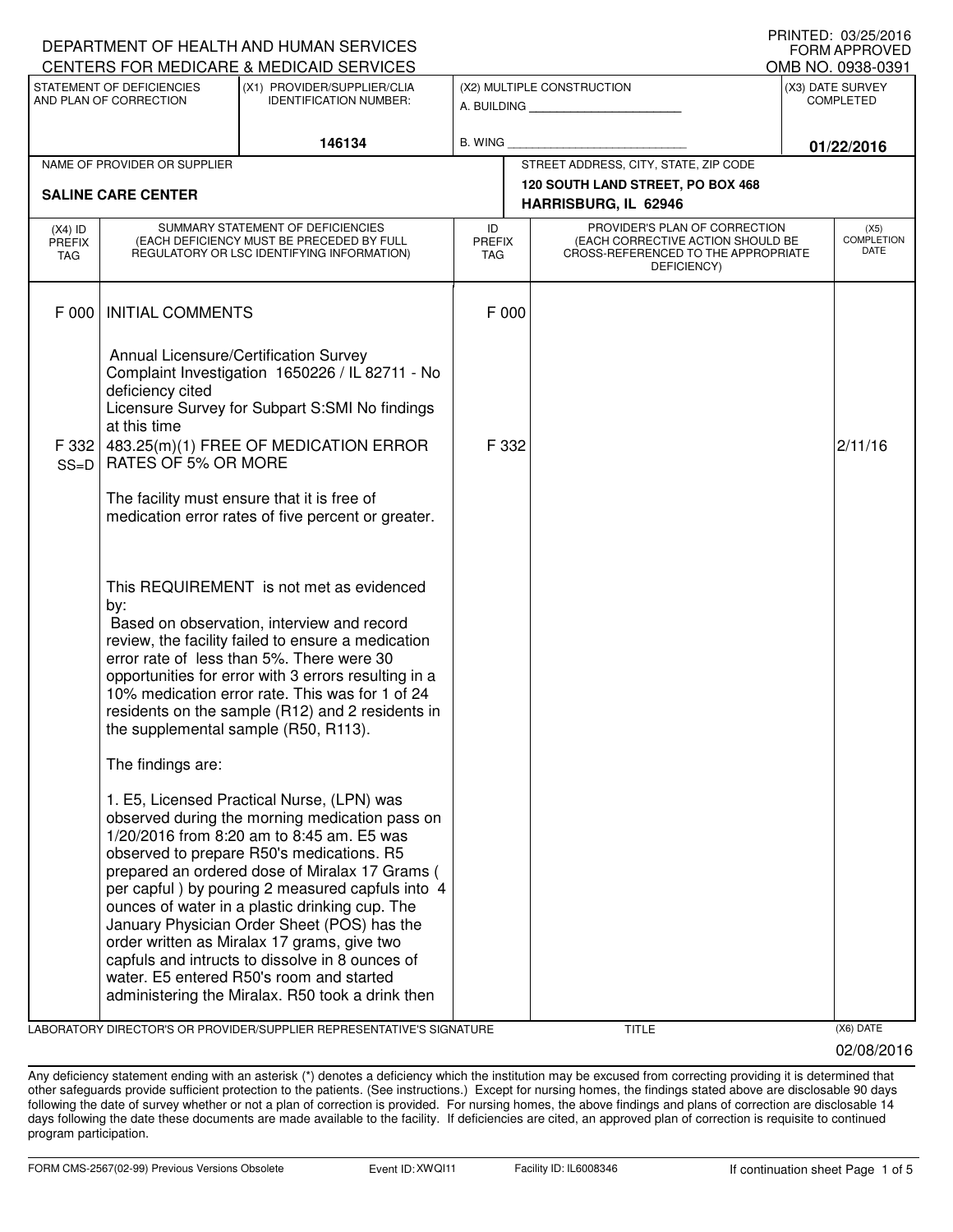DEPARTMENT OF HEALTH AND HUMAN SERVICES
CENTERS FOR MEDICARE & MEDICAID SERVICES

PRINTED: 03/25/2016
FORM APPROVED
OMB NO. 0938-0391

| STATEMENT OF DEFICIENCIES AND PLAN OF CORRECTION | (X1) PROVIDER/SUPPLIER/CLIA IDENTIFICATION NUMBER: | (X2) MULTIPLE CONSTRUCTION | (X3) DATE SURVEY COMPLETED |
|---|---|---|---|
| | 146134 | A. BUILDING ______ B. WING ______ | 01/22/2016 |

| NAME OF PROVIDER OR SUPPLIER | STREET ADDRESS, CITY, STATE, ZIP CODE |
|---|---|
| SALINE CARE CENTER | 120 SOUTH LAND STREET, PO BOX 468 HARRISBURG, IL 62946 |

| (X4) ID PREFIX TAG | SUMMARY STATEMENT OF DEFICIENCIES (EACH DEFICIENCY MUST BE PRECEDED BY FULL REGULATORY OR LSC IDENTIFYING INFORMATION) | ID PREFIX TAG | PROVIDER'S PLAN OF CORRECTION (EACH CORRECTIVE ACTION SHOULD BE CROSS-REFERENCED TO THE APPROPRIATE DEFICIENCY) | (X5) COMPLETION DATE |
|---|---|---|---|---|
| F 000 | INITIAL COMMENTS<br><br>Annual Licensure/Certification Survey<br>Complaint Investigation 1650226 / IL 82711 - No deficiency cited<br>Licensure Survey for Subpart S:SMI No findings at this time | F 000 | | |
| F 332 SS=D | 483.25(m)(1) FREE OF MEDICATION ERROR RATES OF 5% OR MORE<br><br>The facility must ensure that it is free of medication error rates of five percent or greater.<br><br>This REQUIREMENT is not met as evidenced by:<br>Based on observation, interview and record review, the facility failed to ensure a medication error rate of less than 5%. There were 30 opportunities for error with 3 errors resulting in a 10% medication error rate. This was for 1 of 24 residents on the sample (R12) and 2 residents in the supplemental sample (R50, R113).<br><br>The findings are:<br><br>1. E5, Licensed Practical Nurse, (LPN) was observed during the morning medication pass on 1/20/2016 from 8:20 am to 8:45 am. E5 was observed to prepare R50's medications. R5 prepared an ordered dose of Miralax 17 Grams ( per capful ) by pouring 2 measured capfuls into 4 ounces of water in a plastic drinking cup. The January Physician Order Sheet (POS) has the order written as Miralax 17 grams, give two capfuls and intructs to dissolve in 8 ounces of water. E5 entered R50's room and started administering the Miralax. R50 took a drink then | F 332 | | 2/11/16 |

LABORATORY DIRECTOR'S OR PROVIDER/SUPPLIER REPRESENTATIVE'S SIGNATURE | TITLE | (X6) DATE 02/08/2016

Any deficiency statement ending with an asterisk (*) denotes a deficiency which the institution may be excused from correcting providing it is determined that other safeguards provide sufficient protection to the patients. (See instructions.) Except for nursing homes, the findings stated above are disclosable 90 days following the date of survey whether or not a plan of correction is provided. For nursing homes, the above findings and plans of correction are disclosable 14 days following the date these documents are made available to the facility. If deficiencies are cited, an approved plan of correction is requisite to continued program participation.

FORM CMS-2567(02-99) Previous Versions Obsolete Event ID: XWQI11 Facility ID: IL6008346 If continuation sheet Page 1 of 5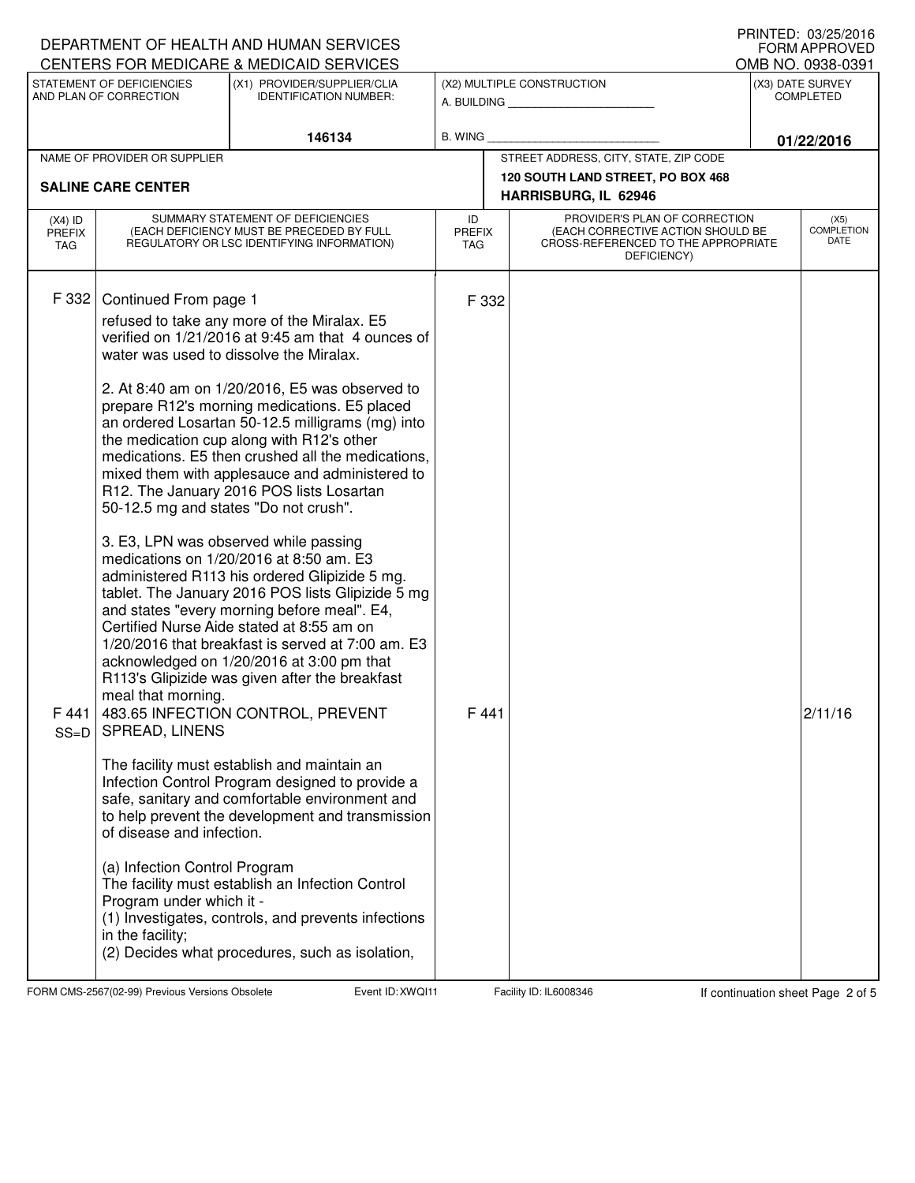DEPARTMENT OF HEALTH AND HUMAN SERVICES
CENTERS FOR MEDICARE & MEDICAID SERVICES

PRINTED: 03/25/2016
FORM APPROVED
OMB NO. 0938-0391

| STATEMENT OF DEFICIENCIES AND PLAN OF CORRECTION | (X1) PROVIDER/SUPPLIER/CLIA IDENTIFICATION NUMBER: | (X2) MULTIPLE CONSTRUCTION | (X3) DATE SURVEY COMPLETED |
|---|---|---|---|
| | 146134 | A. BUILDING ______ B. WING ______ | 01/22/2016 |

| NAME OF PROVIDER OR SUPPLIER | STREET ADDRESS, CITY, STATE, ZIP CODE |
|---|---|
| SALINE CARE CENTER | 120 SOUTH LAND STREET, PO BOX 468 HARRISBURG, IL 62946 |

| (X4) ID PREFIX TAG | SUMMARY STATEMENT OF DEFICIENCIES (EACH DEFICIENCY MUST BE PRECEDED BY FULL REGULATORY OR LSC IDENTIFYING INFORMATION) | ID PREFIX TAG | PROVIDER'S PLAN OF CORRECTION (EACH CORRECTIVE ACTION SHOULD BE CROSS-REFERENCED TO THE APPROPRIATE DEFICIENCY) | (X5) COMPLETION DATE |
|---|---|---|---|---|
| F 332 | Continued From page 1<br>refused to take any more of the Miralax. E5 verified on 1/21/2016 at 9:45 am that 4 ounces of water was used to dissolve the Miralax.<br><br>2. At 8:40 am on 1/20/2016, E5 was observed to prepare R12's morning medications. E5 placed an ordered Losartan 50-12.5 milligrams (mg) into the medication cup along with R12's other medications. E5 then crushed all the medications, mixed them with applesauce and administered to R12. The January 2016 POS lists Losartan 50-12.5 mg and states "Do not crush".<br><br>3. E3, LPN was observed while passing medications on 1/20/2016 at 8:50 am. E3 administered R113 his ordered Glipizide 5 mg. tablet. The January 2016 POS lists Glipizide 5 mg and states "every morning before meal". E4, Certified Nurse Aide stated at 8:55 am on 1/20/2016 that breakfast is served at 7:00 am. E3 acknowledged on 1/20/2016 at 3:00 pm that R113's Glipizide was given after the breakfast meal that morning. | F 332 | | |
| F 441 SS=D | 483.65 INFECTION CONTROL, PREVENT SPREAD, LINENS<br><br>The facility must establish and maintain an Infection Control Program designed to provide a safe, sanitary and comfortable environment and to help prevent the development and transmission of disease and infection.<br><br>(a) Infection Control Program<br>The facility must establish an Infection Control Program under which it -<br>(1) Investigates, controls, and prevents infections in the facility;<br>(2) Decides what procedures, such as isolation, | F 441 | | 2/11/16 |

FORM CMS-2567(02-99) Previous Versions Obsolete Event ID: XWQI11 Facility ID: IL6008346 If continuation sheet Page 2 of 5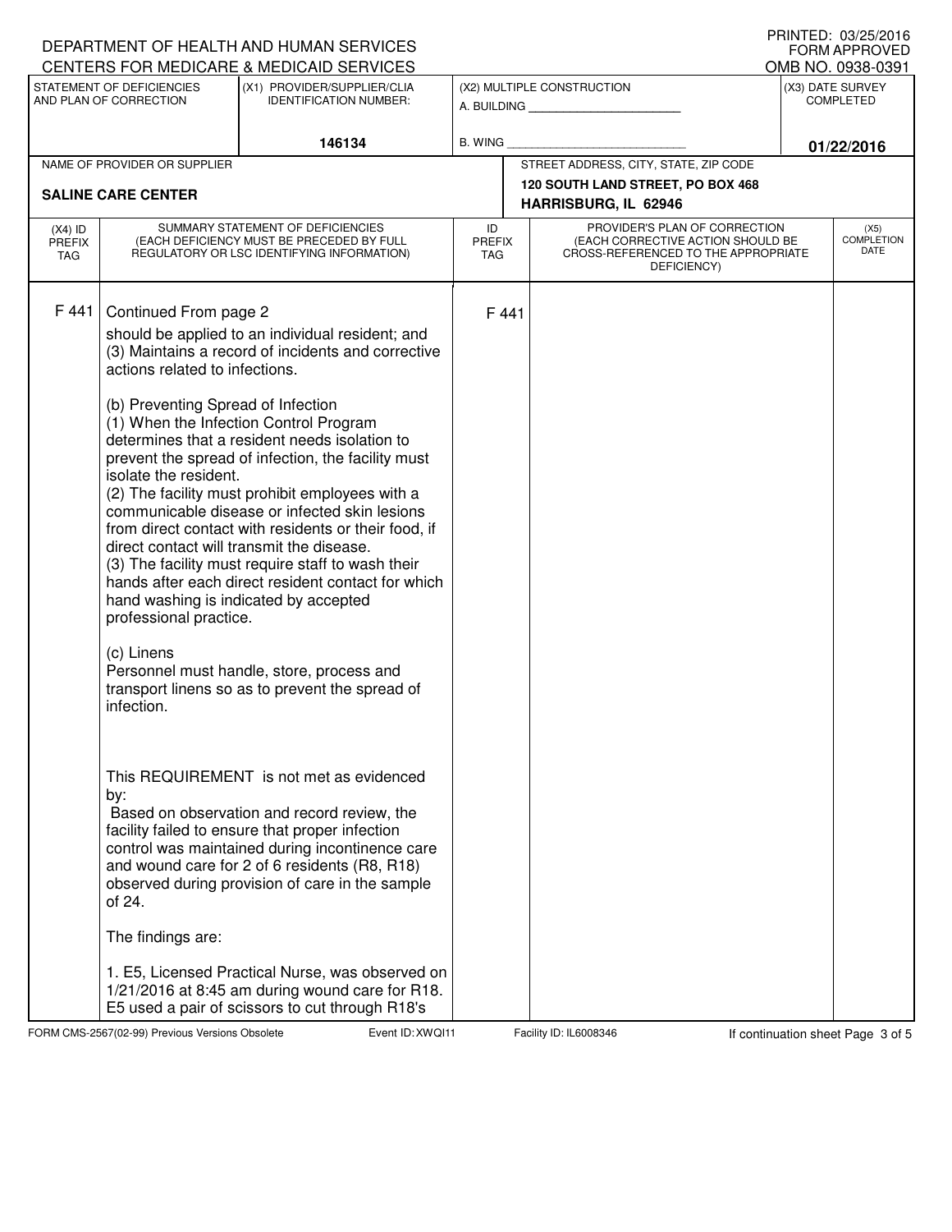DEPARTMENT OF HEALTH AND HUMAN SERVICES
CENTERS FOR MEDICARE & MEDICAID SERVICES

PRINTED: 03/25/2016
FORM APPROVED
OMB NO. 0938-0391

| STATEMENT OF DEFICIENCIES AND PLAN OF CORRECTION | (X1) PROVIDER/SUPPLIER/CLIA IDENTIFICATION NUMBER: | (X2) MULTIPLE CONSTRUCTION | (X3) DATE SURVEY COMPLETED |
|---|---|---|---|
| | 146134 | A. BUILDING ______ B. WING ______ | 01/22/2016 |

| NAME OF PROVIDER OR SUPPLIER | STREET ADDRESS, CITY, STATE, ZIP CODE |
|---|---|
| SALINE CARE CENTER | 120 SOUTH LAND STREET, PO BOX 468 HARRISBURG, IL 62946 |

| (X4) ID PREFIX TAG | SUMMARY STATEMENT OF DEFICIENCIES (EACH DEFICIENCY MUST BE PRECEDED BY FULL REGULATORY OR LSC IDENTIFYING INFORMATION) | ID PREFIX TAG | PROVIDER'S PLAN OF CORRECTION (EACH CORRECTIVE ACTION SHOULD BE CROSS-REFERENCED TO THE APPROPRIATE DEFICIENCY) | (X5) COMPLETION DATE |
|---|---|---|---|---|
| F 441 | Continued From page 2 | F 441 | | |

should be applied to an individual resident; and
(3) Maintains a record of incidents and corrective actions related to infections.

(b) Preventing Spread of Infection
(1) When the Infection Control Program determines that a resident needs isolation to prevent the spread of infection, the facility must isolate the resident.
(2) The facility must prohibit employees with a communicable disease or infected skin lesions from direct contact with residents or their food, if direct contact will transmit the disease.
(3) The facility must require staff to wash their hands after each direct resident contact for which hand washing is indicated by accepted professional practice.

(c) Linens
Personnel must handle, store, process and transport linens so as to prevent the spread of infection.

This REQUIREMENT is not met as evidenced by:
Based on observation and record review, the facility failed to ensure that proper infection control was maintained during incontinence care and wound care for 2 of 6 residents (R8, R18) observed during provision of care in the sample of 24.

The findings are:

1. E5, Licensed Practical Nurse, was observed on 1/21/2016 at 8:45 am during wound care for R18. E5 used a pair of scissors to cut through R18's

FORM CMS-2567(02-99) Previous Versions Obsolete | Event ID: XWQI11 | Facility ID: IL6008346 | If continuation sheet Page 3 of 5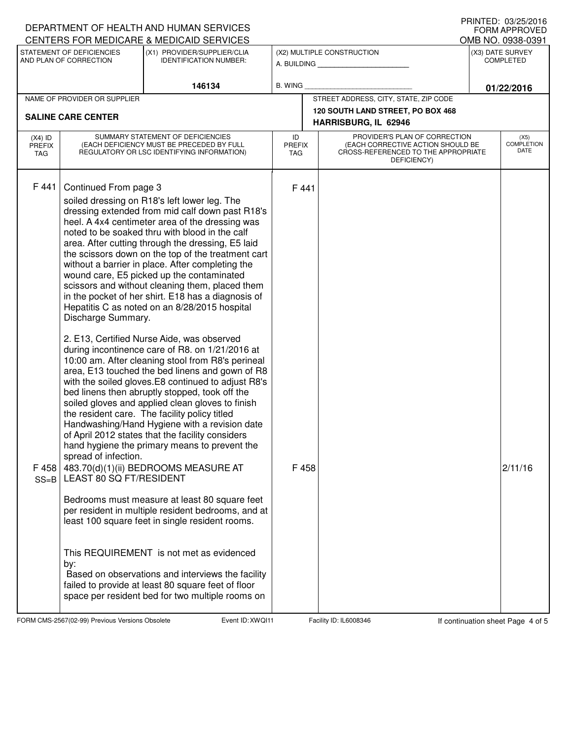DEPARTMENT OF HEALTH AND HUMAN SERVICES
CENTERS FOR MEDICARE & MEDICAID SERVICES

PRINTED: 03/25/2016
FORM APPROVED
OMB NO. 0938-0391

| STATEMENT OF DEFICIENCIES AND PLAN OF CORRECTION | (X1) PROVIDER/SUPPLIER/CLIA IDENTIFICATION NUMBER: | (X2) MULTIPLE CONSTRUCTION | (X3) DATE SURVEY COMPLETED |
|---|---|---|---|
| | 146134 | A. BUILDING ______ B. WING ______ | 01/22/2016 |

| NAME OF PROVIDER OR SUPPLIER | STREET ADDRESS, CITY, STATE, ZIP CODE |
|---|---|
| SALINE CARE CENTER | 120 SOUTH LAND STREET, PO BOX 468 HARRISBURG, IL 62946 |

| (X4) ID PREFIX TAG | SUMMARY STATEMENT OF DEFICIENCIES (EACH DEFICIENCY MUST BE PRECEDED BY FULL REGULATORY OR LSC IDENTIFYING INFORMATION) | ID PREFIX TAG | PROVIDER'S PLAN OF CORRECTION (EACH CORRECTIVE ACTION SHOULD BE CROSS-REFERENCED TO THE APPROPRIATE DEFICIENCY) | (X5) COMPLETION DATE |
|---|---|---|---|---|
| F 441 | Continued From page 3<br>soiled dressing on R18's left lower leg. The dressing extended from mid calf down past R18's heel. A 4x4 centimeter area of the dressing was noted to be soaked thru with blood in the calf area. After cutting through the dressing, E5 laid the scissors down on the top of the treatment cart without a barrier in place. After completing the wound care, E5 picked up the contaminated scissors and without cleaning them, placed them in the pocket of her shirt. E18 has a diagnosis of Hepatitis C as noted on an 8/28/2015 hospital Discharge Summary.<br><br>2. E13, Certified Nurse Aide, was observed during incontinence care of R8. on 1/21/2016 at 10:00 am. After cleaning stool from R8's perineal area, E13 touched the bed linens and gown of R8 with the soiled gloves.E8 continued to adjust R8's bed linens then abruptly stopped, took off the soiled gloves and applied clean gloves to finish the resident care. The facility policy titled Handwashing/Hand Hygiene with a revision date of April 2012 states that the facility considers hand hygiene the primary means to prevent the spread of infection. | F 441 | | |
| F 458 SS=B | 483.70(d)(1)(ii) BEDROOMS MEASURE AT LEAST 80 SQ FT/RESIDENT<br><br>Bedrooms must measure at least 80 square feet per resident in multiple resident bedrooms, and at least 100 square feet in single resident rooms.<br><br>This REQUIREMENT is not met as evidenced by:<br>Based on observations and interviews the facility failed to provide at least 80 square feet of floor space per resident bed for two multiple rooms on | F 458 | | 2/11/16 |

FORM CMS-2567(02-99) Previous Versions Obsolete Event ID: XWQI11 Facility ID: IL6008346 If continuation sheet Page 4 of 5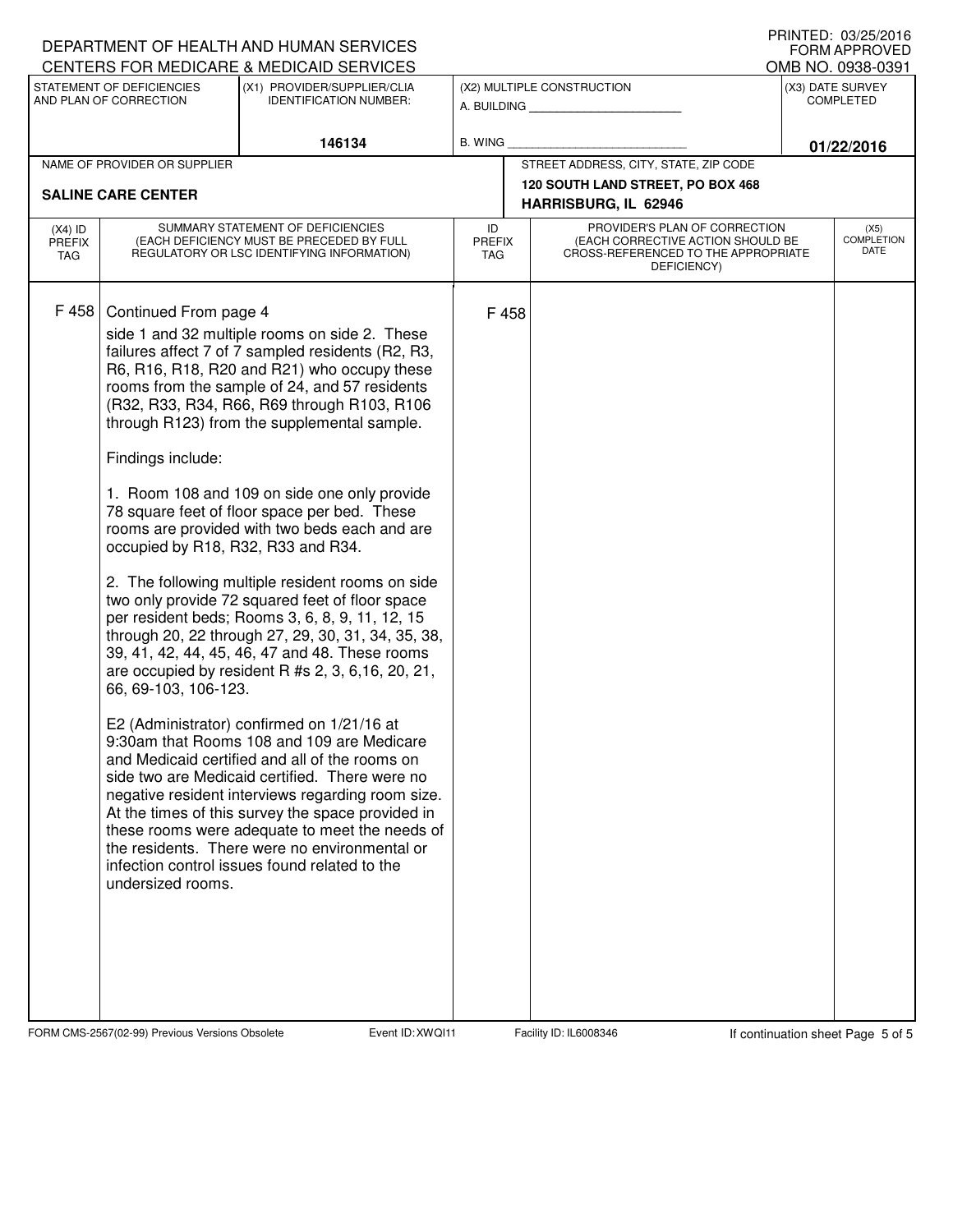DEPARTMENT OF HEALTH AND HUMAN SERVICES
CENTERS FOR MEDICARE & MEDICAID SERVICES

PRINTED: 03/25/2016
FORM APPROVED
OMB NO. 0938-0391

| STATEMENT OF DEFICIENCIES AND PLAN OF CORRECTION | (X1) PROVIDER/SUPPLIER/CLIA IDENTIFICATION NUMBER: | (X2) MULTIPLE CONSTRUCTION | (X3) DATE SURVEY COMPLETED |
|---|---|---|---|
| | 146134 | A. BUILDING ______ B. WING ______ | 01/22/2016 |

| NAME OF PROVIDER OR SUPPLIER | STREET ADDRESS, CITY, STATE, ZIP CODE |
|---|---|
| SALINE CARE CENTER | 120 SOUTH LAND STREET, PO BOX 468 HARRISBURG, IL 62946 |

| (X4) ID PREFIX TAG | SUMMARY STATEMENT OF DEFICIENCIES (EACH DEFICIENCY MUST BE PRECEDED BY FULL REGULATORY OR LSC IDENTIFYING INFORMATION) | ID PREFIX TAG | PROVIDER'S PLAN OF CORRECTION (EACH CORRECTIVE ACTION SHOULD BE CROSS-REFERENCED TO THE APPROPRIATE DEFICIENCY) | (X5) COMPLETION DATE |
|---|---|---|---|---|
| F 458 | Continued From page 4 | F 458 | | |

side 1 and 32 multiple rooms on side 2. These failures affect 7 of 7 sampled residents (R2, R3, R6, R16, R18, R20 and R21) who occupy these rooms from the sample of 24, and 57 residents (R32, R33, R34, R66, R69 through R103, R106 through R123) from the supplemental sample.

Findings include:

1. Room 108 and 109 on side one only provide 78 square feet of floor space per bed. These rooms are provided with two beds each and are occupied by R18, R32, R33 and R34.

2. The following multiple resident rooms on side two only provide 72 squared feet of floor space per resident beds; Rooms 3, 6, 8, 9, 11, 12, 15 through 20, 22 through 27, 29, 30, 31, 34, 35, 38, 39, 41, 42, 44, 45, 46, 47 and 48. These rooms are occupied by resident R #s 2, 3, 6,16, 20, 21, 66, 69-103, 106-123.

E2 (Administrator) confirmed on 1/21/16 at 9:30am that Rooms 108 and 109 are Medicare and Medicaid certified and all of the rooms on side two are Medicaid certified. There were no negative resident interviews regarding room size. At the times of this survey the space provided in these rooms were adequate to meet the needs of the residents. There were no environmental or infection control issues found related to the undersized rooms.

FORM CMS-2567(02-99) Previous Versions Obsolete Event ID: XWQI11 Facility ID: IL6008346